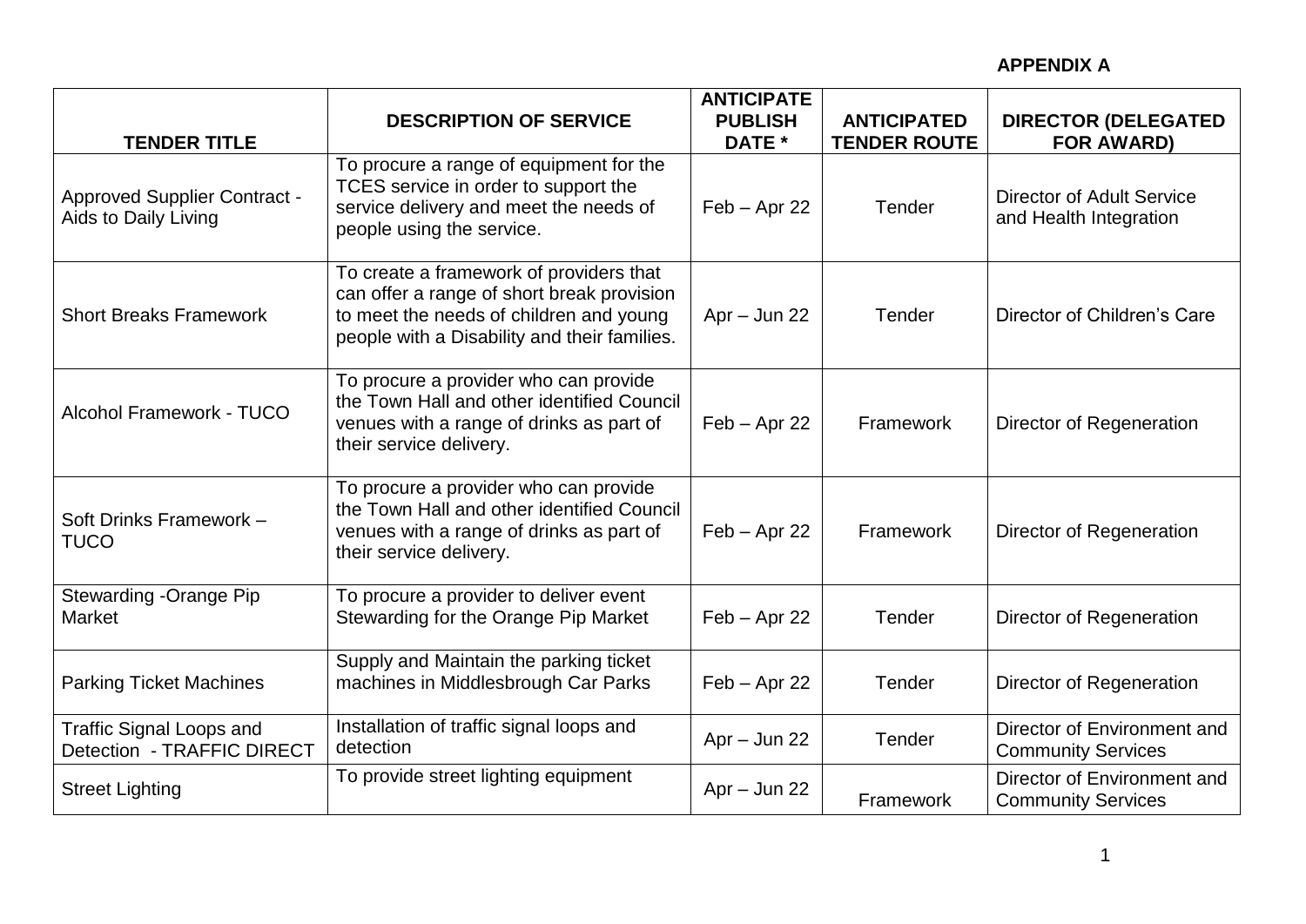**APPENDIX A**

| TENDER TITLE | DESCRIPTION OF SERVICE | ANTICIPATE PUBLISH DATE * | ANTICIPATED TENDER ROUTE | DIRECTOR (DELEGATED FOR AWARD) |
|---|---|---|---|---|
| Approved Supplier Contract - Aids to Daily Living | To procure a range of equipment for the TCES service in order to support the service delivery and meet the needs of people using the service. | Feb – Apr 22 | Tender | Director of Adult Service and Health Integration |
| Short Breaks Framework | To create a framework of providers that can offer a range of short break provision to meet the needs of children and young people with a Disability and their families. | Apr – Jun 22 | Tender | Director of Children's Care |
| Alcohol Framework - TUCO | To procure a provider who can provide the Town Hall and other identified Council venues with a range of drinks as part of their service delivery. | Feb – Apr 22 | Framework | Director of Regeneration |
| Soft Drinks Framework – TUCO | To procure a provider who can provide the Town Hall and other identified Council venues with a range of drinks as part of their service delivery. | Feb – Apr 22 | Framework | Director of Regeneration |
| Stewarding -Orange Pip Market | To procure a provider to deliver event Stewarding for the Orange Pip Market | Feb – Apr 22 | Tender | Director of Regeneration |
| Parking Ticket Machines | Supply and Maintain the parking ticket machines in Middlesbrough Car Parks | Feb – Apr 22 | Tender | Director of Regeneration |
| Traffic Signal Loops and Detection - TRAFFIC DIRECT | Installation of traffic signal loops and detection | Apr – Jun 22 | Tender | Director of Environment and Community Services |
| Street Lighting | To provide street lighting equipment | Apr – Jun 22 | Framework | Director of Environment and Community Services |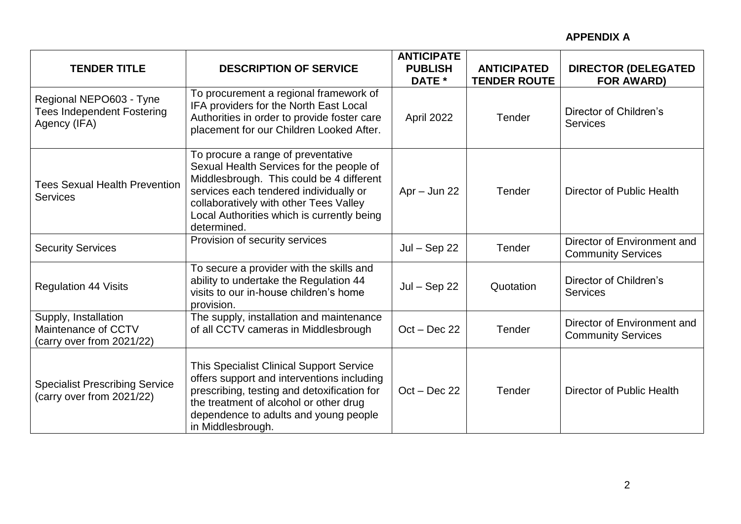**APPENDIX A**

| TENDER TITLE | DESCRIPTION OF SERVICE | ANTICIPATE PUBLISH DATE * | ANTICIPATED TENDER ROUTE | DIRECTOR (DELEGATED FOR AWARD) |
|---|---|---|---|---|
| Regional NEPO603 - Tyne Tees Independent Fostering Agency (IFA) | To procurement a regional framework of IFA providers for the North East Local Authorities in order to provide foster care placement for our Children Looked After. | April 2022 | Tender | Director of Children's Services |
| Tees Sexual Health Prevention Services | To procure a range of preventative Sexual Health Services for the people of Middlesbrough. This could be 4 different services each tendered individually or collaboratively with other Tees Valley Local Authorities which is currently being determined. | Apr – Jun 22 | Tender | Director of Public Health |
| Security Services | Provision of security services | Jul – Sep 22 | Tender | Director of Environment and Community Services |
| Regulation 44 Visits | To secure a provider with the skills and ability to undertake the Regulation 44 visits to our in-house children's home provision. | Jul – Sep 22 | Quotation | Director of Children's Services |
| Supply, Installation Maintenance of CCTV (carry over from 2021/22) | The supply, installation and maintenance of all CCTV cameras in Middlesbrough | Oct – Dec 22 | Tender | Director of Environment and Community Services |
| Specialist Prescribing Service (carry over from 2021/22) | This Specialist Clinical Support Service offers support and interventions including prescribing, testing and detoxification for the treatment of alcohol or other drug dependence to adults and young people in Middlesbrough. | Oct – Dec 22 | Tender | Director of Public Health |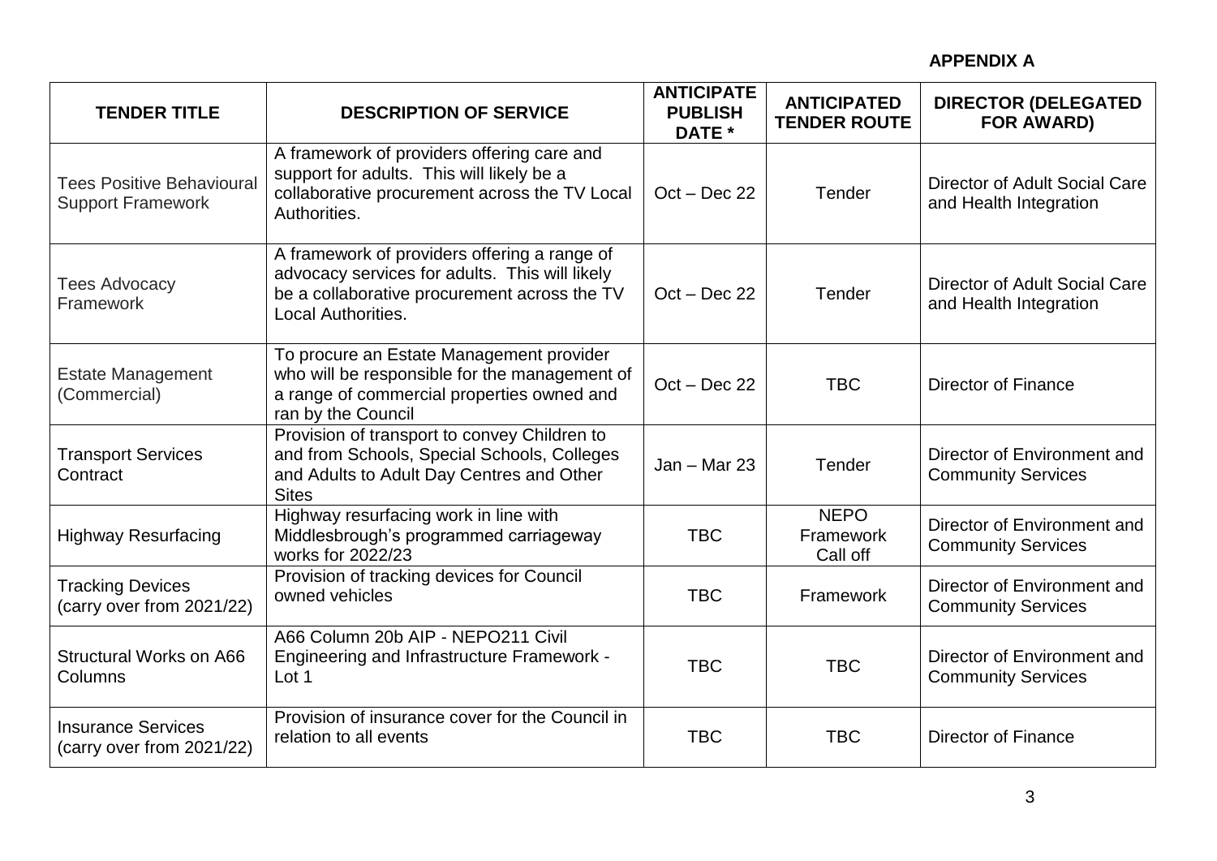**APPENDIX A**

| TENDER TITLE | DESCRIPTION OF SERVICE | ANTICIPATE PUBLISH DATE * | ANTICIPATED TENDER ROUTE | DIRECTOR (DELEGATED FOR AWARD) |
|---|---|---|---|---|
| Tees Positive Behavioural Support Framework | A framework of providers offering care and support for adults. This will likely be a collaborative procurement across the TV Local Authorities. | Oct – Dec 22 | Tender | Director of Adult Social Care and Health Integration |
| Tees Advocacy Framework | A framework of providers offering a range of advocacy services for adults. This will likely be a collaborative procurement across the TV Local Authorities. | Oct – Dec 22 | Tender | Director of Adult Social Care and Health Integration |
| Estate Management (Commercial) | To procure an Estate Management provider who will be responsible for the management of a range of commercial properties owned and ran by the Council | Oct – Dec 22 | TBC | Director of Finance |
| Transport Services Contract | Provision of transport to convey Children to and from Schools, Special Schools, Colleges and Adults to Adult Day Centres and Other Sites | Jan – Mar 23 | Tender | Director of Environment and Community Services |
| Highway Resurfacing | Highway resurfacing work in line with Middlesbrough's programmed carriageway works for 2022/23 | TBC | NEPO Framework Call off | Director of Environment and Community Services |
| Tracking Devices (carry over from 2021/22) | Provision of tracking devices for Council owned vehicles | TBC | Framework | Director of Environment and Community Services |
| Structural Works on A66 Columns | A66 Column 20b AIP - NEPO211 Civil Engineering and Infrastructure Framework - Lot 1 | TBC | TBC | Director of Environment and Community Services |
| Insurance Services (carry over from 2021/22) | Provision of insurance cover for the Council in relation to all events | TBC | TBC | Director of Finance |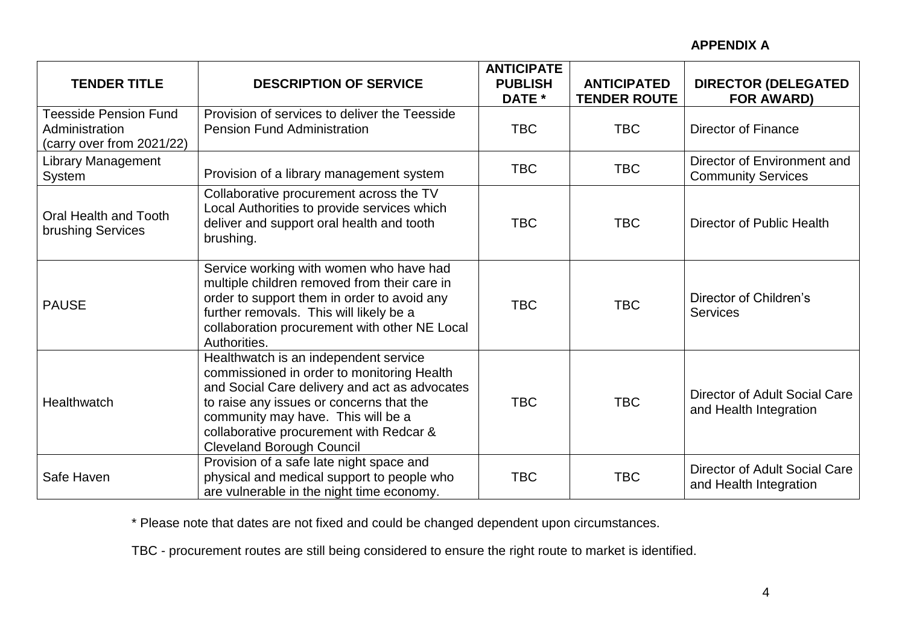**APPENDIX A**

| TENDER TITLE | DESCRIPTION OF SERVICE | ANTICIPATE PUBLISH DATE * | ANTICIPATED TENDER ROUTE | DIRECTOR (DELEGATED FOR AWARD) |
|---|---|---|---|---|
| Teesside Pension Fund Administration (carry over from 2021/22) | Provision of services to deliver the Teesside Pension Fund Administration | TBC | TBC | Director of Finance |
| Library Management System | Provision of a library management system | TBC | TBC | Director of Environment and Community Services |
| Oral Health and Tooth brushing Services | Collaborative procurement across the TV Local Authorities to provide services which deliver and support oral health and tooth brushing. | TBC | TBC | Director of Public Health |
| PAUSE | Service working with women who have had multiple children removed from their care in order to support them in order to avoid any further removals. This will likely be a collaboration procurement with other NE Local Authorities. | TBC | TBC | Director of Children's Services |
| Healthwatch | Healthwatch is an independent service commissioned in order to monitoring Health and Social Care delivery and act as advocates to raise any issues or concerns that the community may have. This will be a collaborative procurement with Redcar & Cleveland Borough Council | TBC | TBC | Director of Adult Social Care and Health Integration |
| Safe Haven | Provision of a safe late night space and physical and medical support to people who are vulnerable in the night time economy. | TBC | TBC | Director of Adult Social Care and Health Integration |

* Please note that dates are not fixed and could be changed dependent upon circumstances.

TBC - procurement routes are still being considered to ensure the right route to market is identified.